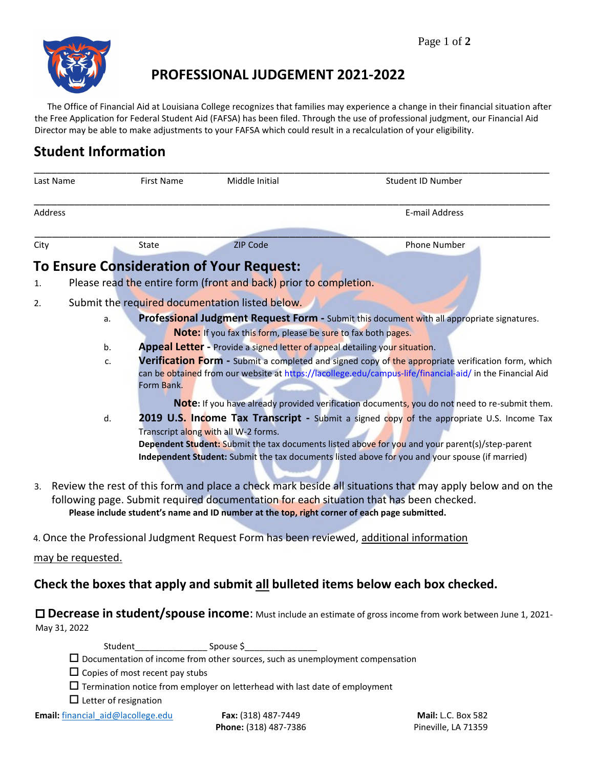# PROFESSIONAL JUDGEMENT 2021-2022

The Office of Financial Aid at Louisiana College recognizes that families may experience a change in their financial situation after the Free Application for Federal Student Aid (FAFSA) has been filed. Through the use of professional judgment, our Financial Aid Director may be able to make adjustments to your FAFSA which could result in a recalculation of your eligibility.

## Student Information

______________________________________________________________________________

Last Name First Name Middle Initial Student ID Number

______________________________________________________________________________

Address E-mail Address

______________________________________________________________________________

City State ZIP Code Phone Number

## To Ensure Consideration of Your Request:

1. Please read the entire form (front and back) prior to completion.
2. Submit the required documentation listed below.
   a. **Professional Judgment Request Form -** Submit this document with all appropriate signatures.
      **Note:** If you fax this form, please be sure to fax both pages.
   b. **Appeal Letter -** Provide a signed letter of appeal detailing your situation.
   c. **Verification Form -** Submit a completed and signed copy of the appropriate verification form, which can be obtained from our website at https://lacollege.edu/campus-life/financial-aid/ in the Financial Aid Form Bank.
      **Note:** If you have already provided verification documents, you do not need to re-submit them.
   d. **2019 U.S. Income Tax Transcript -** Submit a signed copy of the appropriate U.S. Income Tax Transcript along with all W-2 forms.
      **Dependent Student:** Submit the tax documents listed above for you and your parent(s)/step-parent
      **Independent Student:** Submit the tax documents listed above for you and your spouse (if married)
3. Review the rest of this form and place a check mark beside all situations that may apply below and on the following page. Submit required documentation for each situation that has been checked.
   **Please include student's name and ID number at the top, right corner of each page submitted.**
4. Once the Professional Judgment Request Form has been reviewed, additional information may be requested.

### Check the boxes that apply and submit all bulleted items below each box checked.

☐ **Decrease in student/spouse income**: Must include an estimate of gross income from work between June 1, 2021-May 31, 2022

Student_______________ Spouse $_______________

- ☐ Documentation of income from other sources, such as unemployment compensation
- ☐ Copies of most recent pay stubs
- ☐ Termination notice from employer on letterhead with last date of employment
- ☐ Letter of resignation

**Email:** financial_aid@lacollege.edu **Fax:** (318) 487-7449 **Phone:** (318) 487-7386 **Mail:** L.C. Box 582 Pineville, LA 71359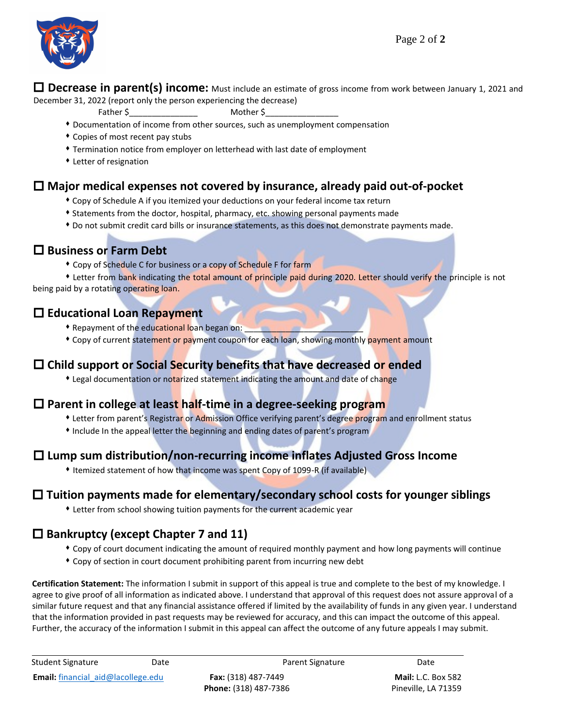## ☐ Decrease in parent(s) income: 

Must include an estimate of gross income from work between January 1, 2021 and December 31, 2022 (report only the person experiencing the decrease)

Father $_______________ Mother $________________

- Documentation of income from other sources, such as unemployment compensation
- Copies of most recent pay stubs
- Termination notice from employer on letterhead with last date of employment
- Letter of resignation

## ☐ Major medical expenses not covered by insurance, already paid out-of-pocket

- Copy of Schedule A if you itemized your deductions on your federal income tax return
- Statements from the doctor, hospital, pharmacy, etc. showing personal payments made
- Do not submit credit card bills or insurance statements, as this does not demonstrate payments made.

## ☐ Business or Farm Debt

- Copy of Schedule C for business or a copy of Schedule F for farm
- Letter from bank indicating the total amount of principle paid during 2020. Letter should verify the principle is not being paid by a rotating operating loan.

## ☐ Educational Loan Repayment

- Repayment of the educational loan began on: ________________________
- Copy of current statement or payment coupon for each loan, showing monthly payment amount

## ☐ Child support or Social Security benefits that have decreased or ended

- Legal documentation or notarized statement indicating the amount and date of change

## ☐ Parent in college at least half-time in a degree-seeking program

- Letter from parent's Registrar or Admission Office verifying parent's degree program and enrollment status
- Include In the appeal letter the beginning and ending dates of parent's program

## ☐ Lump sum distribution/non-recurring income inflates Adjusted Gross Income

- Itemized statement of how that income was spent Copy of 1099-R (if available)

## ☐ Tuition payments made for elementary/secondary school costs for younger siblings

- Letter from school showing tuition payments for the current academic year

## ☐ Bankruptcy (except Chapter 7 and 11)

- Copy of court document indicating the amount of required monthly payment and how long payments will continue
- Copy of section in court document prohibiting parent from incurring new debt

**Certification Statement:** The information I submit in support of this appeal is true and complete to the best of my knowledge. I agree to give proof of all information as indicated above. I understand that approval of this request does not assure approval of a similar future request and that any financial assistance offered if limited by the availability of funds in any given year. I understand that the information provided in past requests may be reviewed for accuracy, and this can impact the outcome of this appeal. Further, the accuracy of the information I submit in this appeal can affect the outcome of any future appeals I may submit.

Student Signature Date Parent Signature Date

**Email:** financial_aid@lacollege.edu **Fax:** (318) 487-7449 **Phone:** (318) 487-7386 **Mail:** L.C. Box 582 Pineville, LA 71359